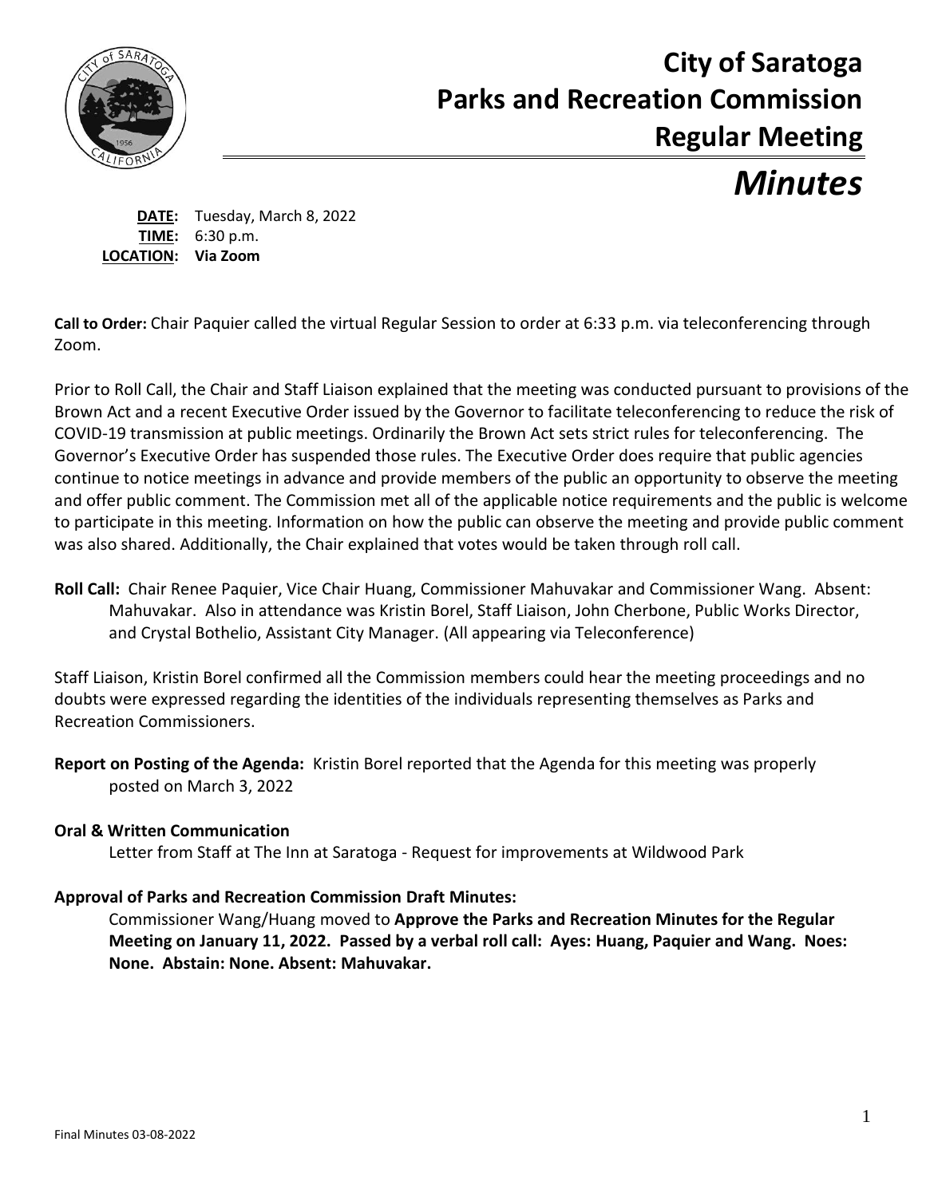# City of Saratoga
# Parks and Recreation Commission
# Regular Meeting

# *Minutes*

**DATE:** Tuesday, March 8, 2022
**TIME:** 6:30 p.m.
**LOCATION:** **Via Zoom**

**Call to Order:** Chair Paquier called the virtual Regular Session to order at 6:33 p.m. via teleconferencing through Zoom.

Prior to Roll Call, the Chair and Staff Liaison explained that the meeting was conducted pursuant to provisions of the Brown Act and a recent Executive Order issued by the Governor to facilitate teleconferencing to reduce the risk of COVID-19 transmission at public meetings. Ordinarily the Brown Act sets strict rules for teleconferencing. The Governor's Executive Order has suspended those rules. The Executive Order does require that public agencies continue to notice meetings in advance and provide members of the public an opportunity to observe the meeting and offer public comment. The Commission met all of the applicable notice requirements and the public is welcome to participate in this meeting. Information on how the public can observe the meeting and provide public comment was also shared. Additionally, the Chair explained that votes would be taken through roll call.

**Roll Call:** Chair Renee Paquier, Vice Chair Huang, Commissioner Mahuvakar and Commissioner Wang. Absent: Mahuvakar. Also in attendance was Kristin Borel, Staff Liaison, John Cherbone, Public Works Director, and Crystal Bothelio, Assistant City Manager. (All appearing via Teleconference)

Staff Liaison, Kristin Borel confirmed all the Commission members could hear the meeting proceedings and no doubts were expressed regarding the identities of the individuals representing themselves as Parks and Recreation Commissioners.

**Report on Posting of the Agenda:** Kristin Borel reported that the Agenda for this meeting was properly posted on March 3, 2022

**Oral & Written Communication**

Letter from Staff at The Inn at Saratoga - Request for improvements at Wildwood Park

**Approval of Parks and Recreation Commission Draft Minutes:**

Commissioner Wang/Huang moved to **Approve the Parks and Recreation Minutes for the Regular Meeting on January 11, 2022. Passed by a verbal roll call: Ayes: Huang, Paquier and Wang. Noes: None. Abstain: None. Absent: Mahuvakar.**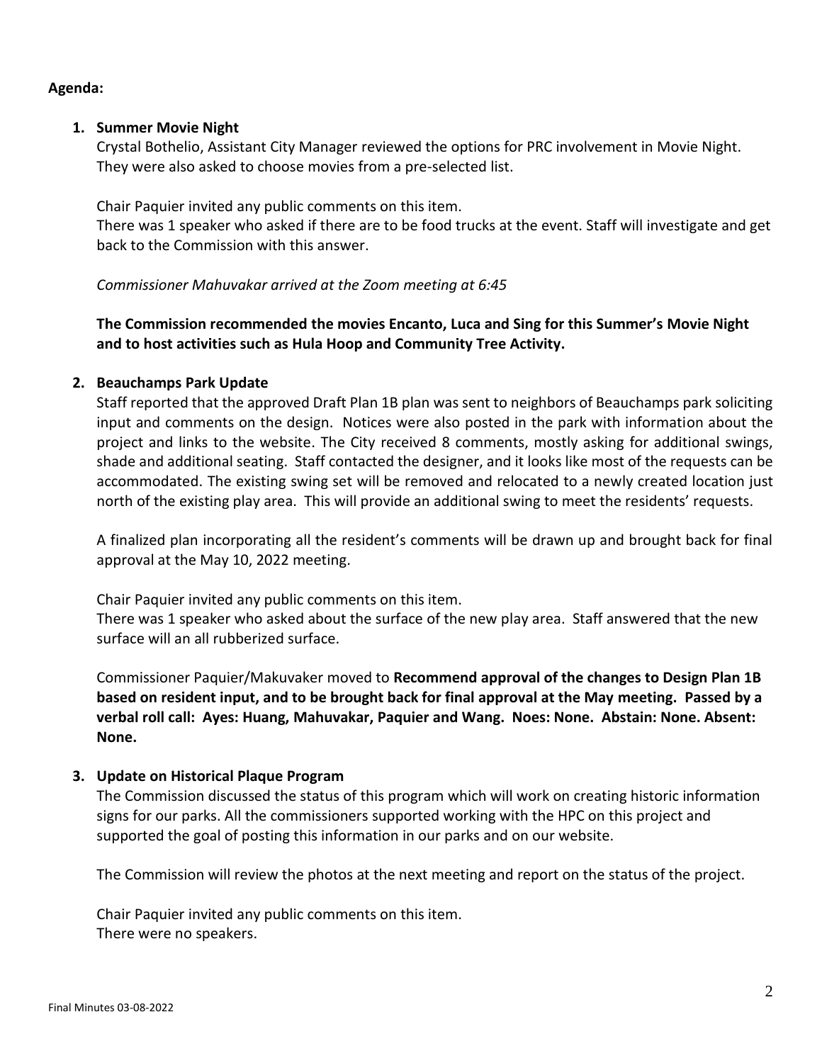**Agenda:**

1. **Summer Movie Night**

   Crystal Bothelio, Assistant City Manager reviewed the options for PRC involvement in Movie Night. They were also asked to choose movies from a pre-selected list.

   Chair Paquier invited any public comments on this item.
   There was 1 speaker who asked if there are to be food trucks at the event. Staff will investigate and get back to the Commission with this answer.

   *Commissioner Mahuvakar arrived at the Zoom meeting at 6:45*

   **The Commission recommended the movies Encanto, Luca and Sing for this Summer's Movie Night and to host activities such as Hula Hoop and Community Tree Activity.**

2. **Beauchamps Park Update**

   Staff reported that the approved Draft Plan 1B plan was sent to neighbors of Beauchamps park soliciting input and comments on the design. Notices were also posted in the park with information about the project and links to the website. The City received 8 comments, mostly asking for additional swings, shade and additional seating. Staff contacted the designer, and it looks like most of the requests can be accommodated. The existing swing set will be removed and relocated to a newly created location just north of the existing play area. This will provide an additional swing to meet the residents' requests.

   A finalized plan incorporating all the resident's comments will be drawn up and brought back for final approval at the May 10, 2022 meeting.

   Chair Paquier invited any public comments on this item.
   There was 1 speaker who asked about the surface of the new play area. Staff answered that the new surface will an all rubberized surface.

   Commissioner Paquier/Makuvaker moved to **Recommend approval of the changes to Design Plan 1B based on resident input, and to be brought back for final approval at the May meeting. Passed by a verbal roll call: Ayes: Huang, Mahuvakar, Paquier and Wang. Noes: None. Abstain: None. Absent: None.**

3. **Update on Historical Plaque Program**

   The Commission discussed the status of this program which will work on creating historic information signs for our parks. All the commissioners supported working with the HPC on this project and supported the goal of posting this information in our parks and on our website.

   The Commission will review the photos at the next meeting and report on the status of the project.

   Chair Paquier invited any public comments on this item.
   There were no speakers.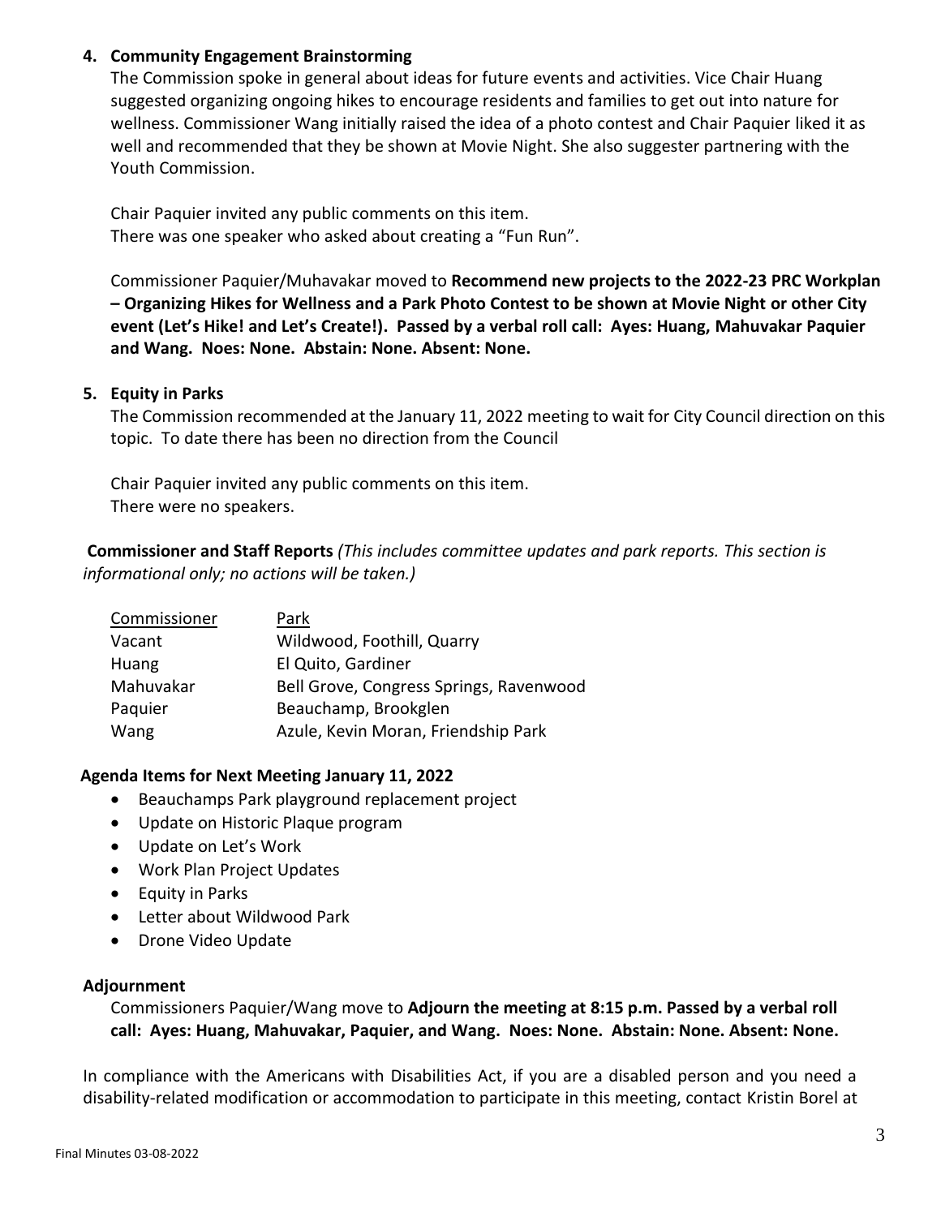**4. Community Engagement Brainstorming**

The Commission spoke in general about ideas for future events and activities. Vice Chair Huang suggested organizing ongoing hikes to encourage residents and families to get out into nature for wellness. Commissioner Wang initially raised the idea of a photo contest and Chair Paquier liked it as well and recommended that they be shown at Movie Night. She also suggester partnering with the Youth Commission.

Chair Paquier invited any public comments on this item.
There was one speaker who asked about creating a "Fun Run".

Commissioner Paquier/Muhavakar moved to **Recommend new projects to the 2022-23 PRC Workplan – Organizing Hikes for Wellness and a Park Photo Contest to be shown at Movie Night or other City event (Let's Hike! and Let's Create!). Passed by a verbal roll call: Ayes: Huang, Mahuvakar Paquier and Wang. Noes: None. Abstain: None. Absent: None.**

**5. Equity in Parks**

The Commission recommended at the January 11, 2022 meeting to wait for City Council direction on this topic. To date there has been no direction from the Council

Chair Paquier invited any public comments on this item.
There were no speakers.

**Commissioner and Staff Reports** *(This includes committee updates and park reports. This section is informational only; no actions will be taken.)*

| Commissioner | Park |
|---|---|
| Vacant | Wildwood, Foothill, Quarry |
| Huang | El Quito, Gardiner |
| Mahuvakar | Bell Grove, Congress Springs, Ravenwood |
| Paquier | Beauchamp, Brookglen |
| Wang | Azule, Kevin Moran, Friendship Park |

**Agenda Items for Next Meeting January 11, 2022**

- Beauchamps Park playground replacement project
- Update on Historic Plaque program
- Update on Let's Work
- Work Plan Project Updates
- Equity in Parks
- Letter about Wildwood Park
- Drone Video Update

**Adjournment**

Commissioners Paquier/Wang move to **Adjourn the meeting at 8:15 p.m. Passed by a verbal roll call: Ayes: Huang, Mahuvakar, Paquier, and Wang. Noes: None. Abstain: None. Absent: None.**

In compliance with the Americans with Disabilities Act, if you are a disabled person and you need a disability-related modification or accommodation to participate in this meeting, contact Kristin Borel at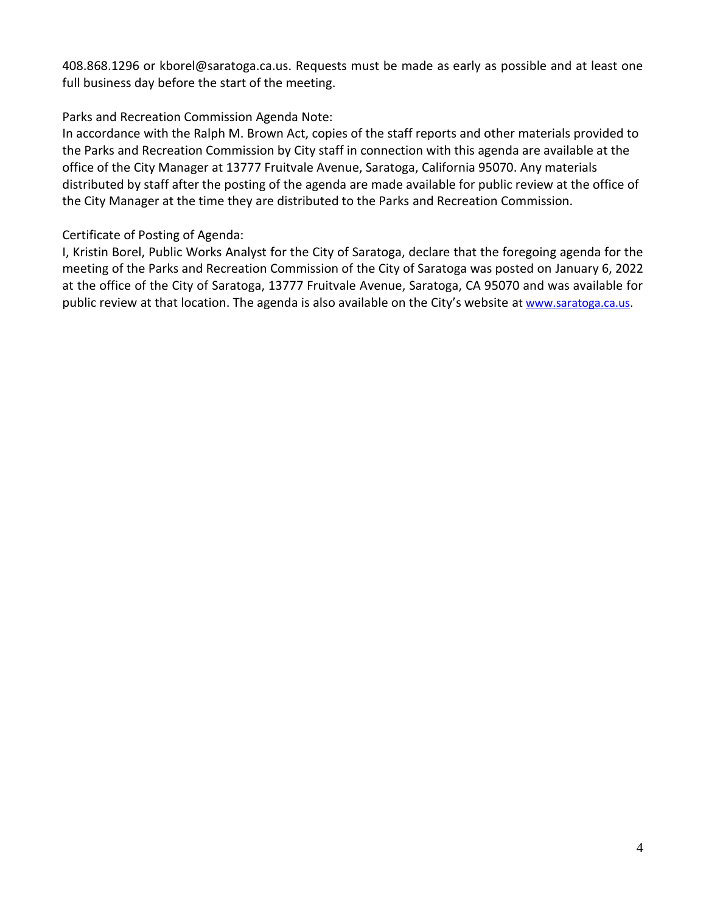408.868.1296 or kborel@saratoga.ca.us. Requests must be made as early as possible and at least one full business day before the start of the meeting.

Parks and Recreation Commission Agenda Note:
In accordance with the Ralph M. Brown Act, copies of the staff reports and other materials provided to the Parks and Recreation Commission by City staff in connection with this agenda are available at the office of the City Manager at 13777 Fruitvale Avenue, Saratoga, California 95070. Any materials distributed by staff after the posting of the agenda are made available for public review at the office of the City Manager at the time they are distributed to the Parks and Recreation Commission.

Certificate of Posting of Agenda:
I, Kristin Borel, Public Works Analyst for the City of Saratoga, declare that the foregoing agenda for the meeting of the Parks and Recreation Commission of the City of Saratoga was posted on January 6, 2022 at the office of the City of Saratoga, 13777 Fruitvale Avenue, Saratoga, CA 95070 and was available for public review at that location. The agenda is also available on the City's website at www.saratoga.ca.us.